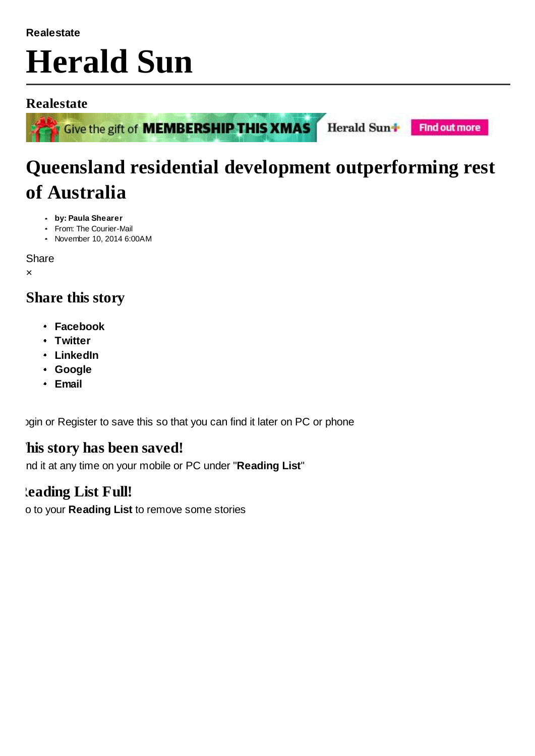**Realestate**

# Herald Sun

## Realestate

Give the gift of **MEMBERSHIP THIS XMAS** Herald Sun+ Find out more

# Queensland residential development outperforming rest of Australia

- **by: Paula Shearer**
- From: The Courier-Mail
- November 10, 2014 6:00AM

Share

×

## Share this story

- **Facebook**
- **Twitter**
- **LinkedIn**
- **Google**
- **Email**

ogin or Register to save this so that you can find it later on PC or phone

## his story has been saved!

nd it at any time on your mobile or PC under "**Reading List**"

## eading List Full!

o to your **Reading List** to remove some stories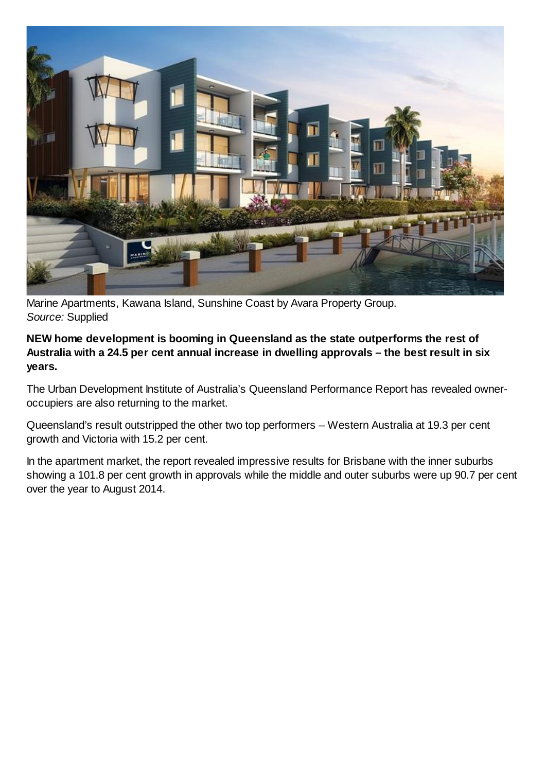Marine Apartments, Kawana Island, Sunshine Coast by Avara Property Group.
*Source:* Supplied

**NEW home development is booming in Queensland as the state outperforms the rest of Australia with a 24.5 per cent annual increase in dwelling approvals – the best result in six years.**

The Urban Development Institute of Australia's Queensland Performance Report has revealed owner-occupiers are also returning to the market.

Queensland's result outstripped the other two top performers – Western Australia at 19.3 per cent growth and Victoria with 15.2 per cent.

In the apartment market, the report revealed impressive results for Brisbane with the inner suburbs showing a 101.8 per cent growth in approvals while the middle and outer suburbs were up 90.7 per cent over the year to August 2014.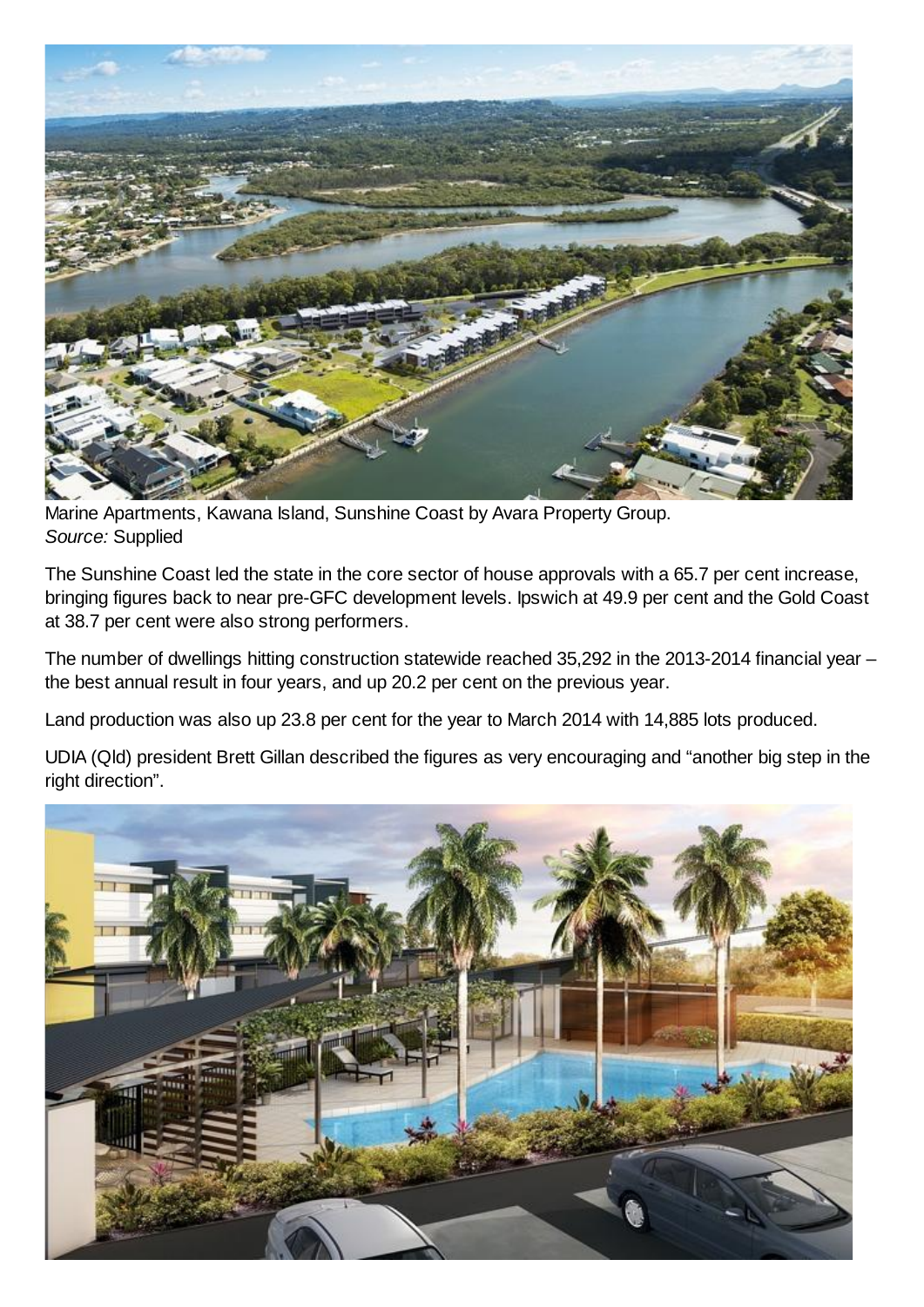Marine Apartments, Kawana Island, Sunshine Coast by Avara Property Group.
*Source:* Supplied

The Sunshine Coast led the state in the core sector of house approvals with a 65.7 per cent increase, bringing figures back to near pre-GFC development levels. Ipswich at 49.9 per cent and the Gold Coast at 38.7 per cent were also strong performers.

The number of dwellings hitting construction statewide reached 35,292 in the 2013-2014 financial year – the best annual result in four years, and up 20.2 per cent on the previous year.

Land production was also up 23.8 per cent for the year to March 2014 with 14,885 lots produced.

UDIA (Qld) president Brett Gillan described the figures as very encouraging and "another big step in the right direction".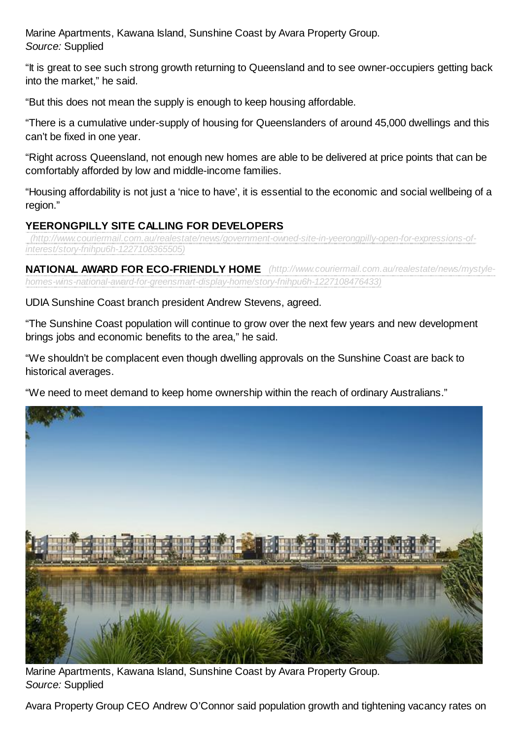Marine Apartments, Kawana Island, Sunshine Coast by Avara Property Group.
*Source:* Supplied

"It is great to see such strong growth returning to Queensland and to see owner-occupiers getting back into the market," he said.

"But this does not mean the supply is enough to keep housing affordable.

"There is a cumulative under-supply of housing for Queenslanders of around 45,000 dwellings and this can't be fixed in one year.

"Right across Queensland, not enough new homes are able to be delivered at price points that can be comfortably afforded by low and middle-income families.

"Housing affordability is not just a 'nice to have', it is essential to the economic and social wellbeing of a region."

**YEERONGPILLY SITE CALLING FOR DEVELOPERS** *(http://www.couriermail.com.au/realestate/news/government-owned-site-in-yeerongpilly-open-for-expressions-of-interest/story-fnihpu6h-1227108365505)*

**NATIONAL AWARD FOR ECO-FRIENDLY HOME** *(http://www.couriermail.com.au/realestate/news/mystyle-homes-wins-national-award-for-greensmart-display-home/story-fnihpu6h-1227108476433)*

UDIA Sunshine Coast branch president Andrew Stevens, agreed.

"The Sunshine Coast population will continue to grow over the next few years and new development brings jobs and economic benefits to the area," he said.

"We shouldn't be complacent even though dwelling approvals on the Sunshine Coast are back to historical averages.

"We need to meet demand to keep home ownership within the reach of ordinary Australians."

Marine Apartments, Kawana Island, Sunshine Coast by Avara Property Group.
*Source:* Supplied

Avara Property Group CEO Andrew O'Connor said population growth and tightening vacancy rates on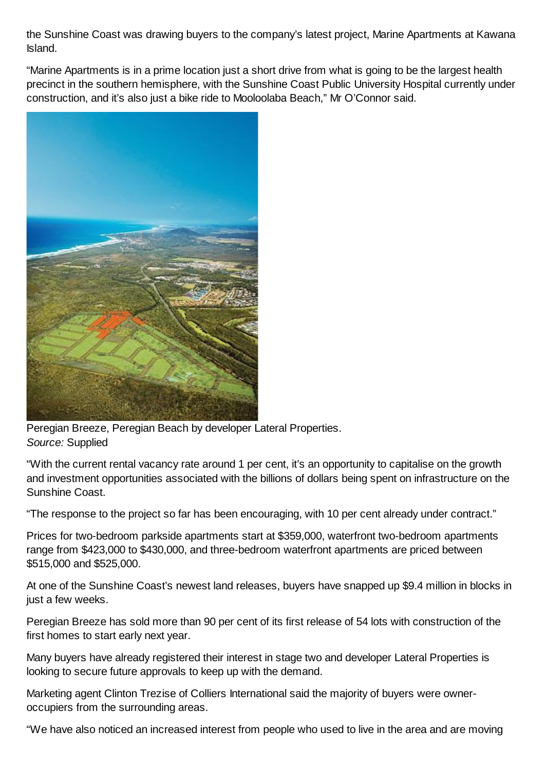the Sunshine Coast was drawing buyers to the company's latest project, Marine Apartments at Kawana Island.

"Marine Apartments is in a prime location just a short drive from what is going to be the largest health precinct in the southern hemisphere, with the Sunshine Coast Public University Hospital currently under construction, and it's also just a bike ride to Mooloolaba Beach," Mr O'Connor said.

Peregian Breeze, Peregian Beach by developer Lateral Properties.
*Source:* Supplied

"With the current rental vacancy rate around 1 per cent, it's an opportunity to capitalise on the growth and investment opportunities associated with the billions of dollars being spent on infrastructure on the Sunshine Coast.

"The response to the project so far has been encouraging, with 10 per cent already under contract."

Prices for two-bedroom parkside apartments start at $359,000, waterfront two-bedroom apartments range from $423,000 to $430,000, and three-bedroom waterfront apartments are priced between $515,000 and $525,000.

At one of the Sunshine Coast's newest land releases, buyers have snapped up $9.4 million in blocks in just a few weeks.

Peregian Breeze has sold more than 90 per cent of its first release of 54 lots with construction of the first homes to start early next year.

Many buyers have already registered their interest in stage two and developer Lateral Properties is looking to secure future approvals to keep up with the demand.

Marketing agent Clinton Trezise of Colliers International said the majority of buyers were owner-occupiers from the surrounding areas.

"We have also noticed an increased interest from people who used to live in the area and are moving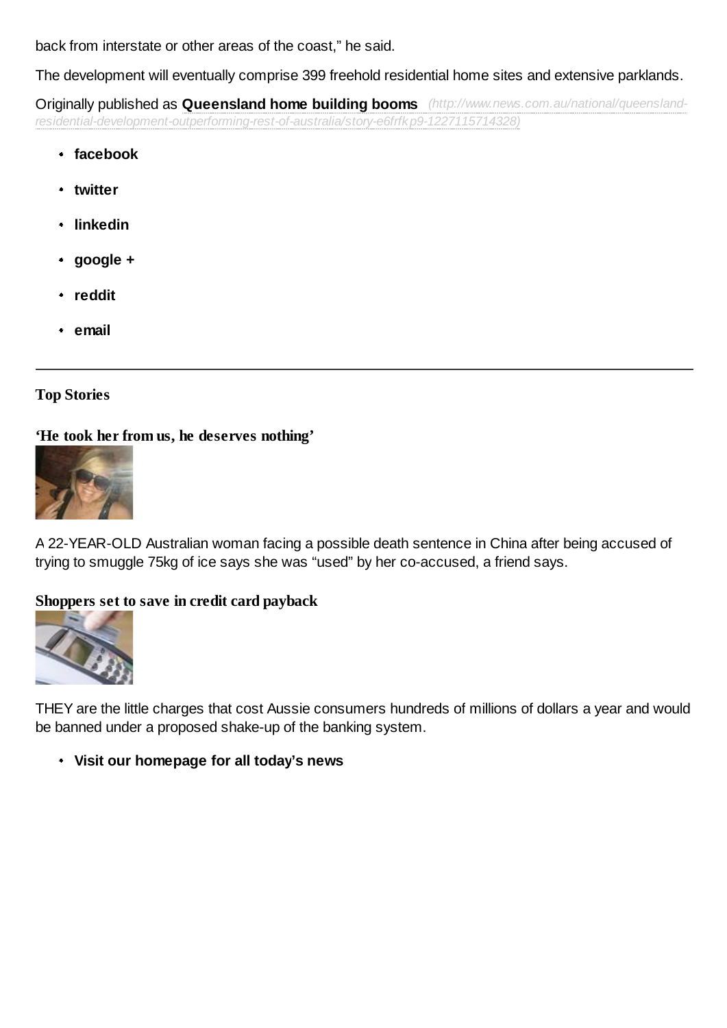back from interstate or other areas of the coast," he said.

The development will eventually comprise 399 freehold residential home sites and extensive parklands.

Originally published as **Queensland home building booms** *(http://www.news.com.au/national/queensland-residential-development-outperforming-rest-of-australia/story-e6frfkp9-1227115714328)*

- **facebook**
- **twitter**
- **linkedin**
- **google +**
- **reddit**
- **email**

---

### Top Stories

#### 'He took her from us, he deserves nothing'

A 22-YEAR-OLD Australian woman facing a possible death sentence in China after being accused of trying to smuggle 75kg of ice says she was "used" by her co-accused, a friend says.

#### Shoppers set to save in credit card payback

THEY are the little charges that cost Aussie consumers hundreds of millions of dollars a year and would be banned under a proposed shake-up of the banking system.

- **Visit our homepage for all today's news**